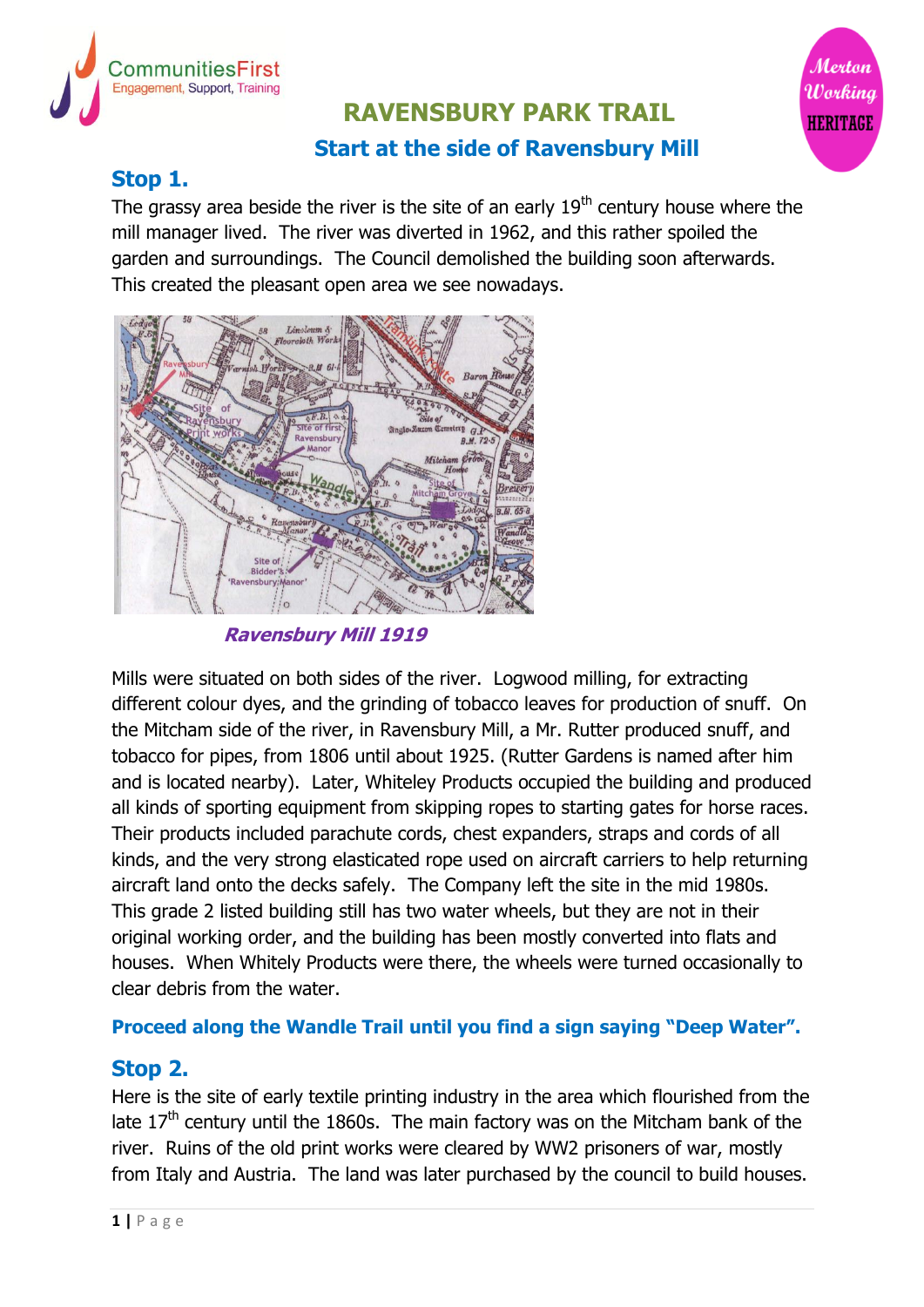CommunitiesFirst
Engagement, Support, Training

Merton Working HERITAGE

# RAVENSBURY PARK TRAIL

## Start at the side of Ravensbury Mill

### Stop 1.

The grassy area beside the river is the site of an early 19th century house where the mill manager lived. The river was diverted in 1962, and this rather spoiled the garden and surroundings. The Council demolished the building soon afterwards. This created the pleasant open area we see nowadays.

*Ravensbury Mill 1919*

Mills were situated on both sides of the river. Logwood milling, for extracting different colour dyes, and the grinding of tobacco leaves for production of snuff. On the Mitcham side of the river, in Ravensbury Mill, a Mr. Rutter produced snuff, and tobacco for pipes, from 1806 until about 1925. (Rutter Gardens is named after him and is located nearby). Later, Whiteley Products occupied the building and produced all kinds of sporting equipment from skipping ropes to starting gates for horse races. Their products included parachute cords, chest expanders, straps and cords of all kinds, and the very strong elasticated rope used on aircraft carriers to help returning aircraft land onto the decks safely. The Company left the site in the mid 1980s. This grade 2 listed building still has two water wheels, but they are not in their original working order, and the building has been mostly converted into flats and houses. When Whitely Products were there, the wheels were turned occasionally to clear debris from the water.

**Proceed along the Wandle Trail until you find a sign saying "Deep Water".**

### Stop 2.

Here is the site of early textile printing industry in the area which flourished from the late 17th century until the 1860s. The main factory was on the Mitcham bank of the river. Ruins of the old print works were cleared by WW2 prisoners of war, mostly from Italy and Austria. The land was later purchased by the council to build houses.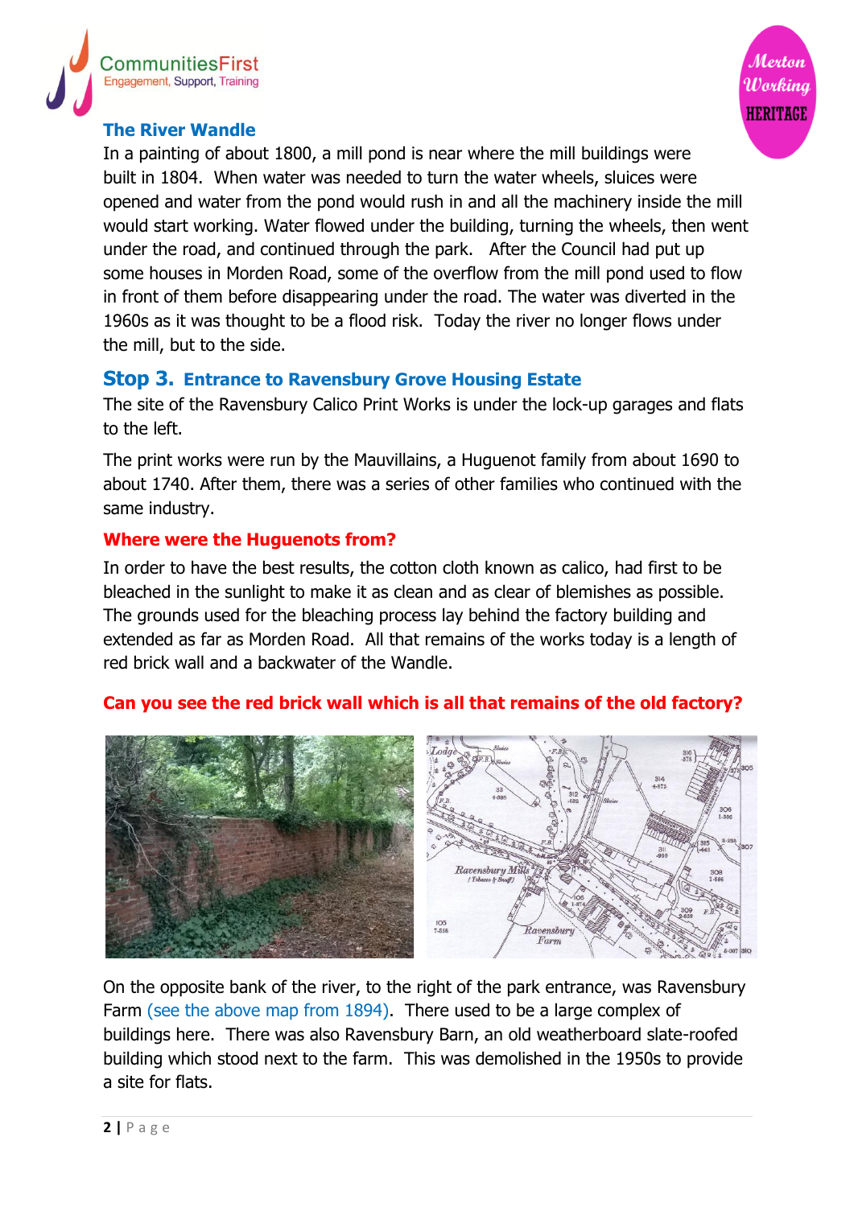## The River Wandle

In a painting of about 1800, a mill pond is near where the mill buildings were built in 1804. When water was needed to turn the water wheels, sluices were opened and water from the pond would rush in and all the machinery inside the mill would start working. Water flowed under the building, turning the wheels, then went under the road, and continued through the park. After the Council had put up some houses in Morden Road, some of the overflow from the mill pond used to flow in front of them before disappearing under the road. The water was diverted in the 1960s as it was thought to be a flood risk. Today the river no longer flows under the mill, but to the side.

## Stop 3. Entrance to Ravensbury Grove Housing Estate

The site of the Ravensbury Calico Print Works is under the lock-up garages and flats to the left.

The print works were run by the Mauvillains, a Huguenot family from about 1690 to about 1740. After them, there was a series of other families who continued with the same industry.

### Where were the Huguenots from?

In order to have the best results, the cotton cloth known as calico, had first to be bleached in the sunlight to make it as clean and as clear of blemishes as possible. The grounds used for the bleaching process lay behind the factory building and extended as far as Morden Road. All that remains of the works today is a length of red brick wall and a backwater of the Wandle.

**Can you see the red brick wall which is all that remains of the old factory?**

On the opposite bank of the river, to the right of the park entrance, was Ravensbury Farm (see the above map from 1894). There used to be a large complex of buildings here. There was also Ravensbury Barn, an old weatherboard slate-roofed building which stood next to the farm. This was demolished in the 1950s to provide a site for flats.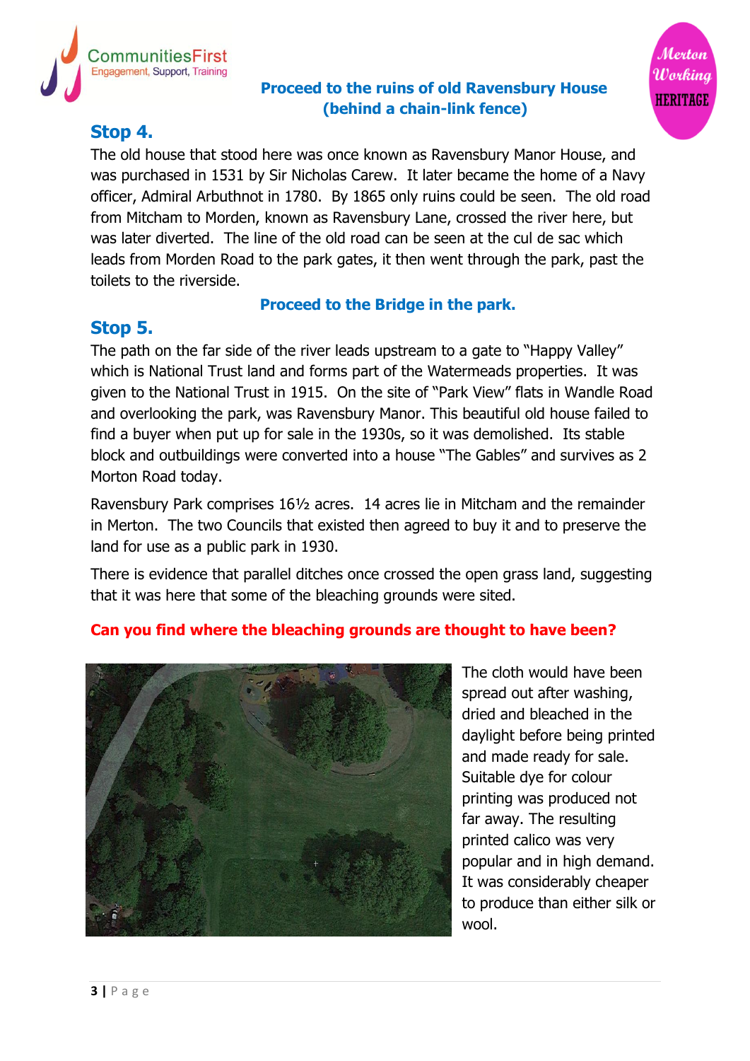**Proceed to the ruins of old Ravensbury House (behind a chain-link fence)**

## Stop 4.

The old house that stood here was once known as Ravensbury Manor House, and was purchased in 1531 by Sir Nicholas Carew. It later became the home of a Navy officer, Admiral Arbuthnot in 1780. By 1865 only ruins could be seen. The old road from Mitcham to Morden, known as Ravensbury Lane, crossed the river here, but was later diverted. The line of the old road can be seen at the cul de sac which leads from Morden Road to the park gates, it then went through the park, past the toilets to the riverside.

**Proceed to the Bridge in the park.**

## Stop 5.

The path on the far side of the river leads upstream to a gate to "Happy Valley" which is National Trust land and forms part of the Watermeads properties. It was given to the National Trust in 1915. On the site of "Park View" flats in Wandle Road and overlooking the park, was Ravensbury Manor. This beautiful old house failed to find a buyer when put up for sale in the 1930s, so it was demolished. Its stable block and outbuildings were converted into a house "The Gables" and survives as 2 Morton Road today.

Ravensbury Park comprises 16½ acres. 14 acres lie in Mitcham and the remainder in Merton. The two Councils that existed then agreed to buy it and to preserve the land for use as a public park in 1930.

There is evidence that parallel ditches once crossed the open grass land, suggesting that it was here that some of the bleaching grounds were sited.

**Can you find where the bleaching grounds are thought to have been?**

The cloth would have been spread out after washing, dried and bleached in the daylight before being printed and made ready for sale. Suitable dye for colour printing was produced not far away. The resulting printed calico was very popular and in high demand. It was considerably cheaper to produce than either silk or wool.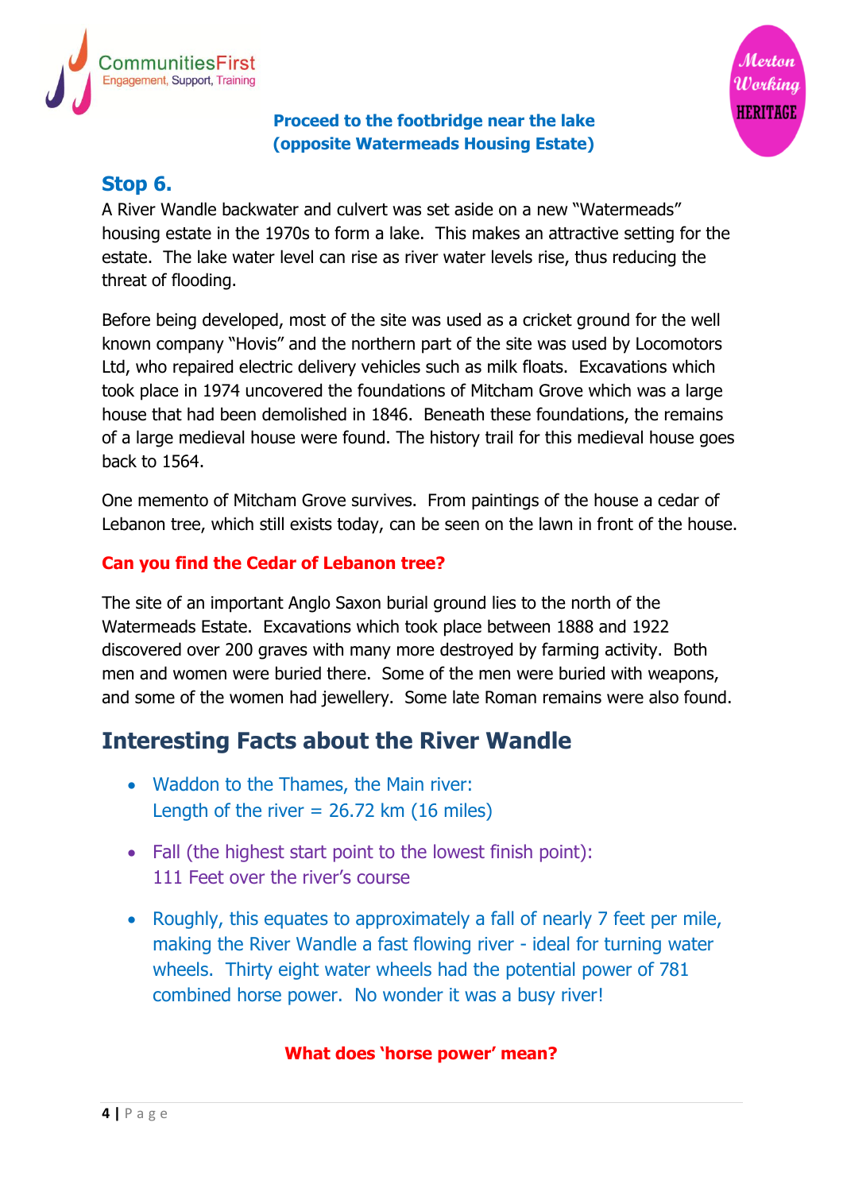**Proceed to the footbridge near the lake (opposite Watermeads Housing Estate)**

## Stop 6.

A River Wandle backwater and culvert was set aside on a new "Watermeads" housing estate in the 1970s to form a lake. This makes an attractive setting for the estate. The lake water level can rise as river water levels rise, thus reducing the threat of flooding.

Before being developed, most of the site was used as a cricket ground for the well known company "Hovis" and the northern part of the site was used by Locomotors Ltd, who repaired electric delivery vehicles such as milk floats. Excavations which took place in 1974 uncovered the foundations of Mitcham Grove which was a large house that had been demolished in 1846. Beneath these foundations, the remains of a large medieval house were found. The history trail for this medieval house goes back to 1564.

One memento of Mitcham Grove survives. From paintings of the house a cedar of Lebanon tree, which still exists today, can be seen on the lawn in front of the house.

**Can you find the Cedar of Lebanon tree?**

The site of an important Anglo Saxon burial ground lies to the north of the Watermeads Estate. Excavations which took place between 1888 and 1922 discovered over 200 graves with many more destroyed by farming activity. Both men and women were buried there. Some of the men were buried with weapons, and some of the women had jewellery. Some late Roman remains were also found.

## Interesting Facts about the River Wandle

- Waddon to the Thames, the Main river:
  Length of the river = 26.72 km (16 miles)
- Fall (the highest start point to the lowest finish point):
  111 Feet over the river's course
- Roughly, this equates to approximately a fall of nearly 7 feet per mile, making the River Wandle a fast flowing river - ideal for turning water wheels. Thirty eight water wheels had the potential power of 781 combined horse power. No wonder it was a busy river!

**What does 'horse power' mean?**